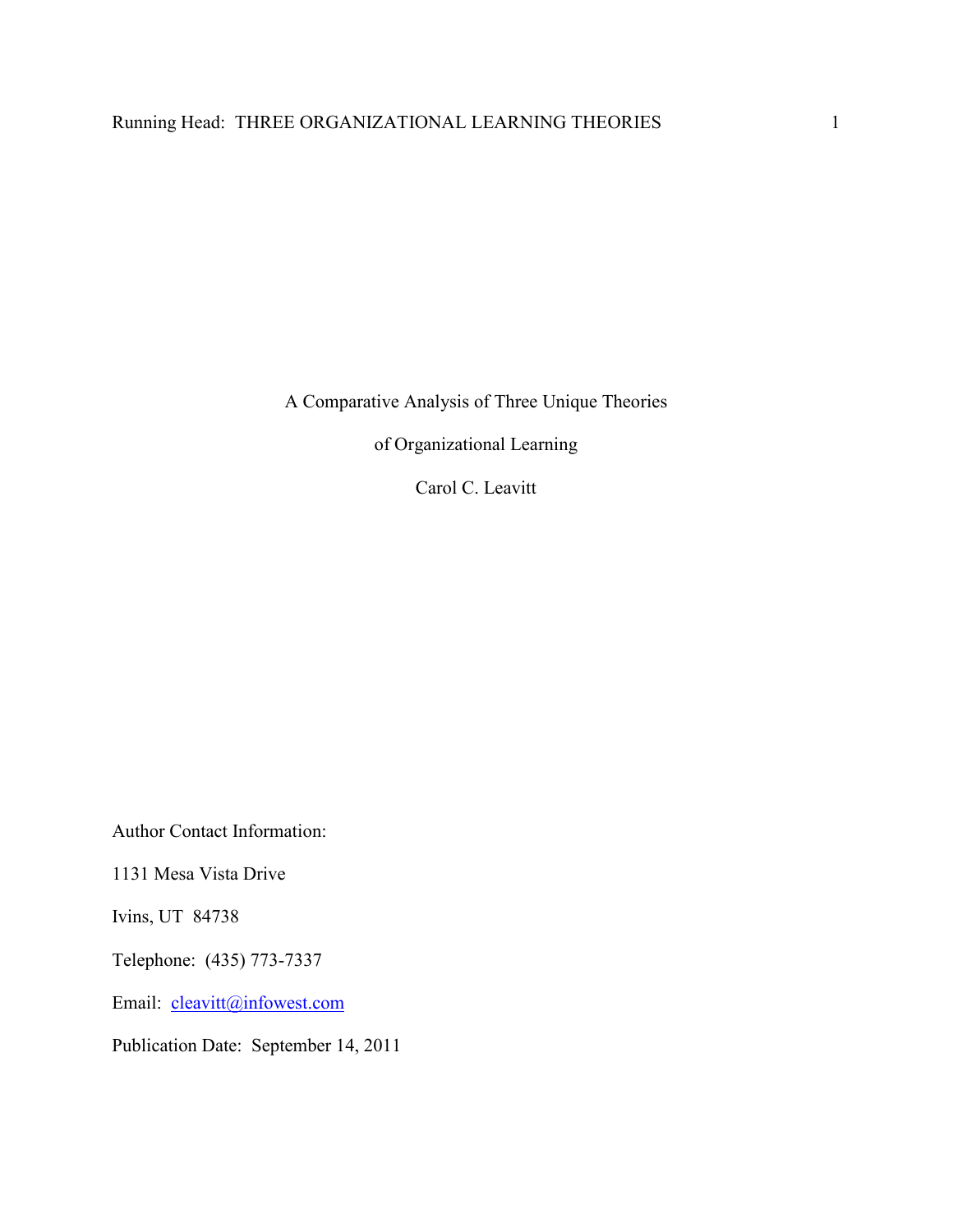# A Comparative Analysis of Three Unique Theories of Organizational Learning

Carol C. Leavitt

Author Contact Information:

1131 Mesa Vista Drive

Ivins, UT 84738

Telephone: (435) 773-7337

Email: cleavitt@infowest.com

Publication Date: September 14, 2011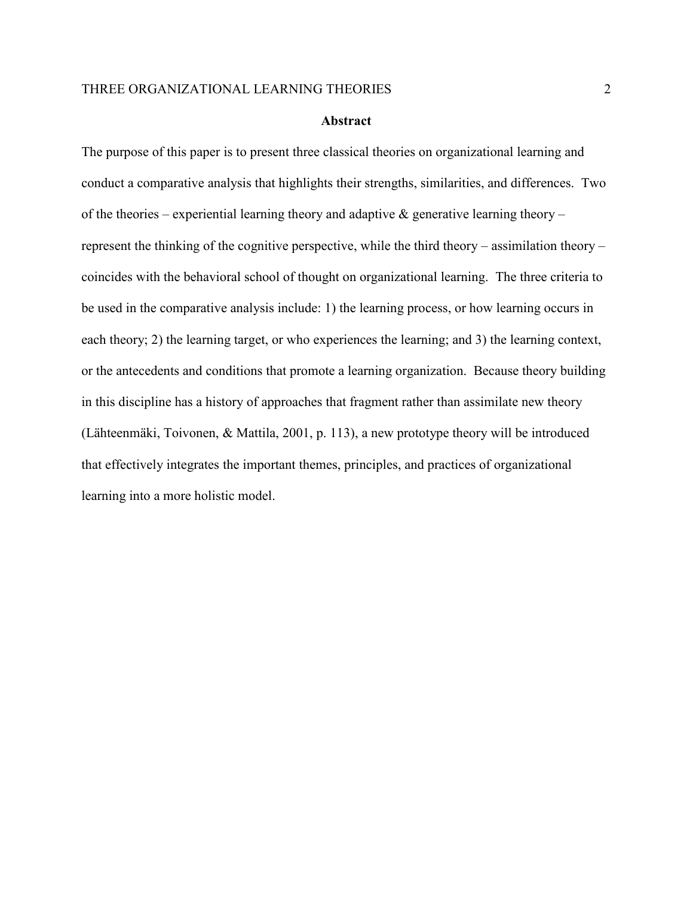## Abstract

The purpose of this paper is to present three classical theories on organizational learning and conduct a comparative analysis that highlights their strengths, similarities, and differences. Two of the theories – experiential learning theory and adaptive & generative learning theory – represent the thinking of the cognitive perspective, while the third theory – assimilation theory – coincides with the behavioral school of thought on organizational learning. The three criteria to be used in the comparative analysis include: 1) the learning process, or how learning occurs in each theory; 2) the learning target, or who experiences the learning; and 3) the learning context, or the antecedents and conditions that promote a learning organization. Because theory building in this discipline has a history of approaches that fragment rather than assimilate new theory (Lähteenmäki, Toivonen, & Mattila, 2001, p. 113), a new prototype theory will be introduced that effectively integrates the important themes, principles, and practices of organizational learning into a more holistic model.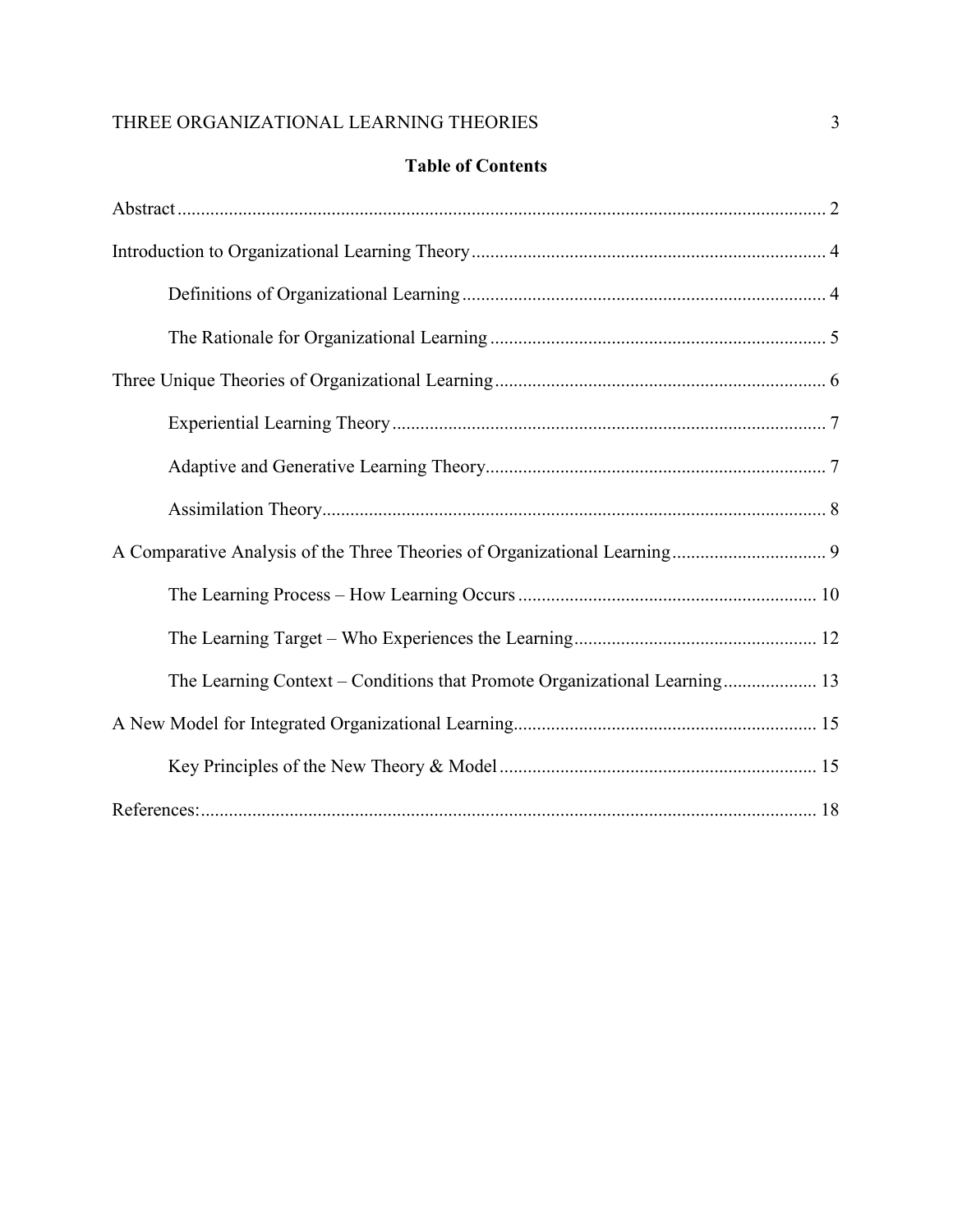## Table of Contents

Abstract ........................................................................................................................................ 2

Introduction to Organizational Learning Theory ........................................................................... 4

  Definitions of Organizational Learning ............................................................................. 4

  The Rationale for Organizational Learning ....................................................................... 5

Three Unique Theories of Organizational Learning ...................................................................... 6

  Experiential Learning Theory ............................................................................................ 7

  Adaptive and Generative Learning Theory......................................................................... 7

  Assimilation Theory............................................................................................................ 8

A Comparative Analysis of the Three Theories of Organizational Learning ................................ 9

  The Learning Process – How Learning Occurs ............................................................... 10

  The Learning Target – Who Experiences the Learning................................................... 12

  The Learning Context – Conditions that Promote Organizational Learning.................... 13

A New Model for Integrated Organizational Learning................................................................ 15

  Key Principles of the New Theory & Model ................................................................... 15

References:................................................................................................................................... 18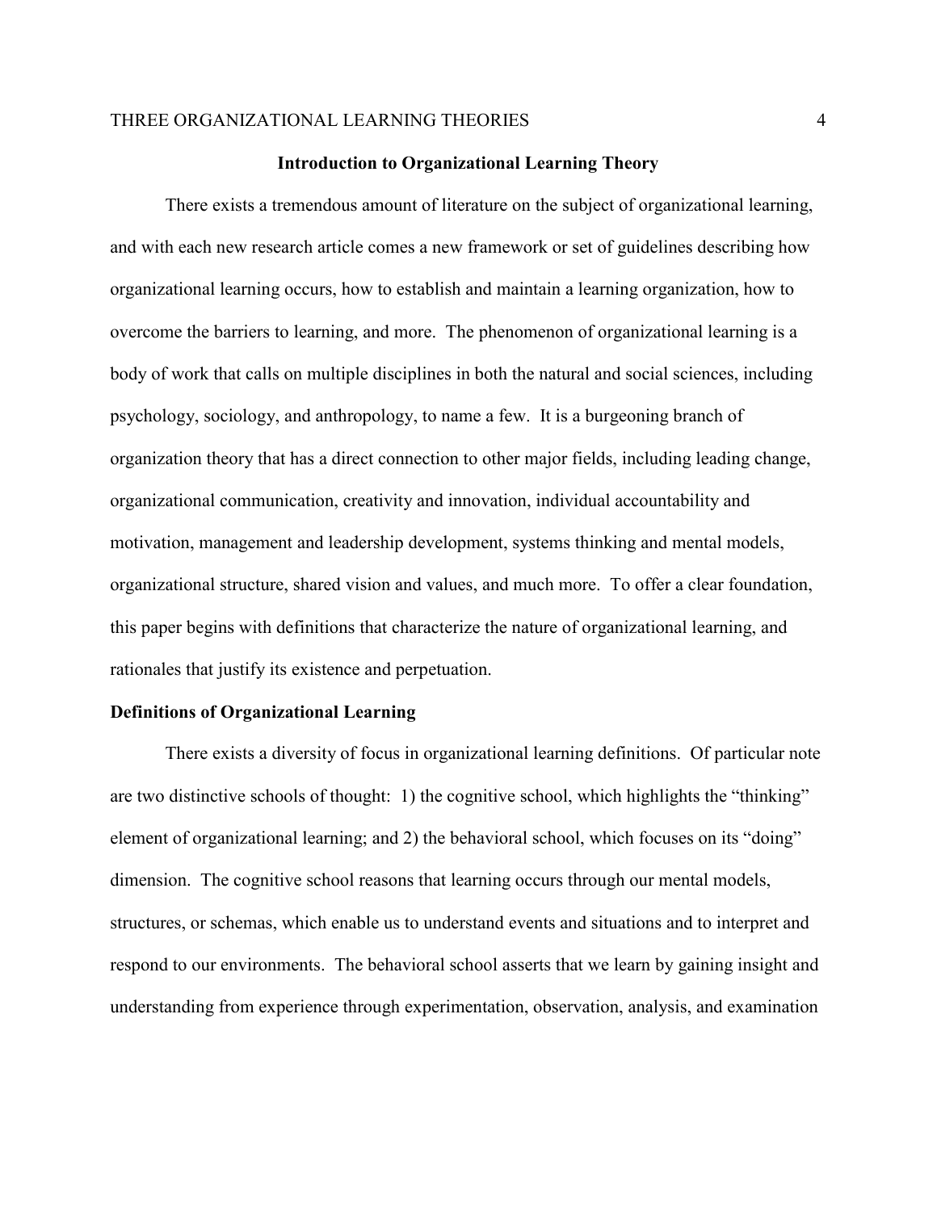## Introduction to Organizational Learning Theory

There exists a tremendous amount of literature on the subject of organizational learning, and with each new research article comes a new framework or set of guidelines describing how organizational learning occurs, how to establish and maintain a learning organization, how to overcome the barriers to learning, and more. The phenomenon of organizational learning is a body of work that calls on multiple disciplines in both the natural and social sciences, including psychology, sociology, and anthropology, to name a few. It is a burgeoning branch of organization theory that has a direct connection to other major fields, including leading change, organizational communication, creativity and innovation, individual accountability and motivation, management and leadership development, systems thinking and mental models, organizational structure, shared vision and values, and much more. To offer a clear foundation, this paper begins with definitions that characterize the nature of organizational learning, and rationales that justify its existence and perpetuation.

### Definitions of Organizational Learning

There exists a diversity of focus in organizational learning definitions. Of particular note are two distinctive schools of thought: 1) the cognitive school, which highlights the "thinking" element of organizational learning; and 2) the behavioral school, which focuses on its "doing" dimension. The cognitive school reasons that learning occurs through our mental models, structures, or schemas, which enable us to understand events and situations and to interpret and respond to our environments. The behavioral school asserts that we learn by gaining insight and understanding from experience through experimentation, observation, analysis, and examination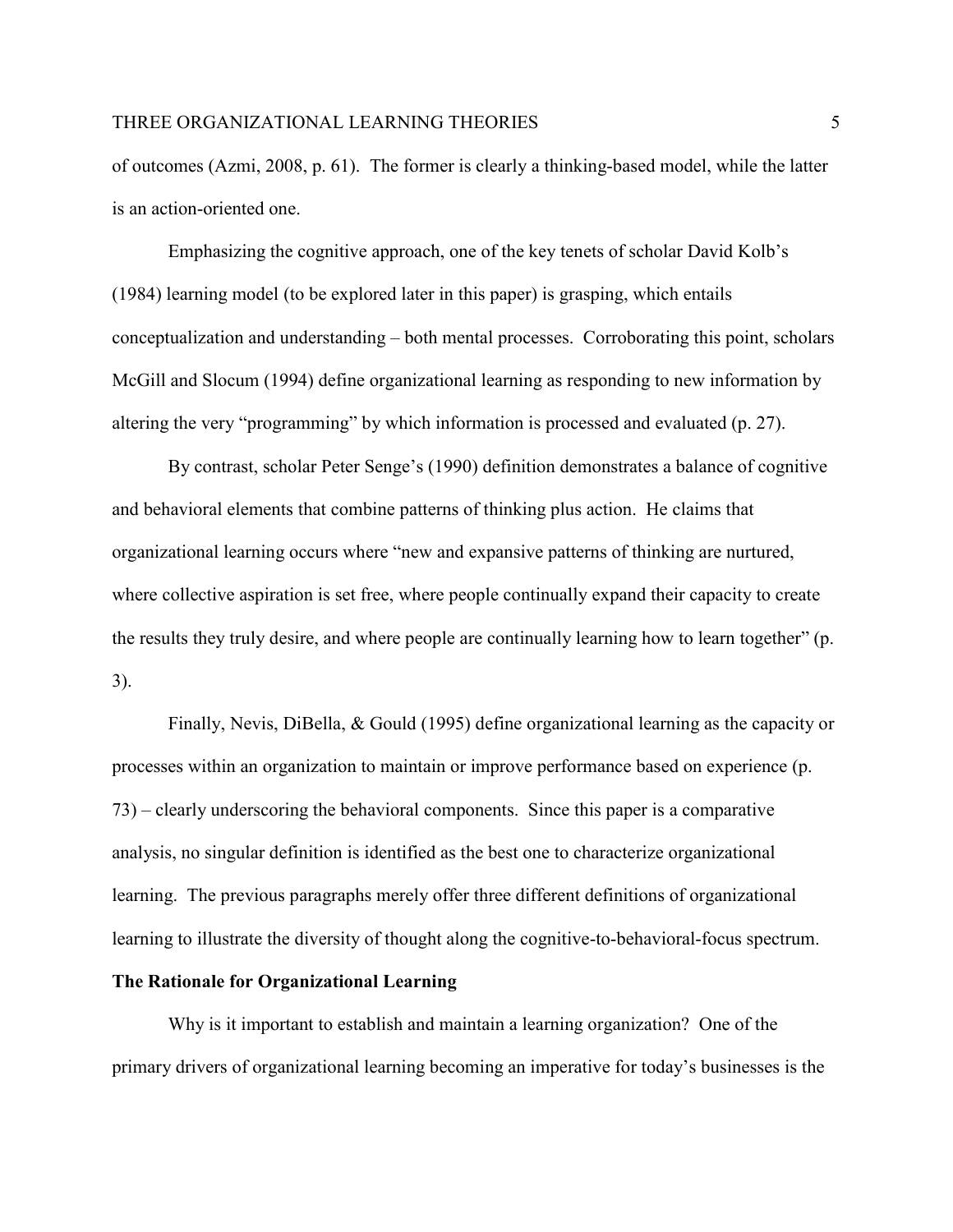of outcomes (Azmi, 2008, p. 61). The former is clearly a thinking-based model, while the latter is an action-oriented one.

Emphasizing the cognitive approach, one of the key tenets of scholar David Kolb's (1984) learning model (to be explored later in this paper) is grasping, which entails conceptualization and understanding – both mental processes. Corroborating this point, scholars McGill and Slocum (1994) define organizational learning as responding to new information by altering the very "programming" by which information is processed and evaluated (p. 27).

By contrast, scholar Peter Senge's (1990) definition demonstrates a balance of cognitive and behavioral elements that combine patterns of thinking plus action. He claims that organizational learning occurs where "new and expansive patterns of thinking are nurtured, where collective aspiration is set free, where people continually expand their capacity to create the results they truly desire, and where people are continually learning how to learn together" (p. 3).

Finally, Nevis, DiBella, & Gould (1995) define organizational learning as the capacity or processes within an organization to maintain or improve performance based on experience (p. 73) – clearly underscoring the behavioral components. Since this paper is a comparative analysis, no singular definition is identified as the best one to characterize organizational learning. The previous paragraphs merely offer three different definitions of organizational learning to illustrate the diversity of thought along the cognitive-to-behavioral-focus spectrum.

**The Rationale for Organizational Learning**

Why is it important to establish and maintain a learning organization? One of the primary drivers of organizational learning becoming an imperative for today's businesses is the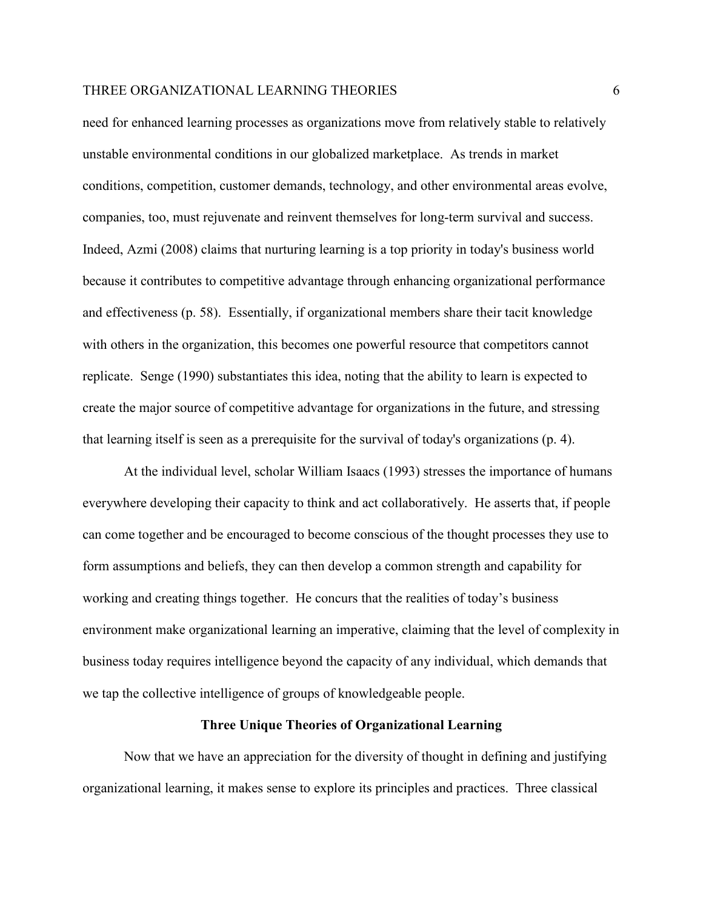need for enhanced learning processes as organizations move from relatively stable to relatively unstable environmental conditions in our globalized marketplace. As trends in market conditions, competition, customer demands, technology, and other environmental areas evolve, companies, too, must rejuvenate and reinvent themselves for long-term survival and success. Indeed, Azmi (2008) claims that nurturing learning is a top priority in today's business world because it contributes to competitive advantage through enhancing organizational performance and effectiveness (p. 58). Essentially, if organizational members share their tacit knowledge with others in the organization, this becomes one powerful resource that competitors cannot replicate. Senge (1990) substantiates this idea, noting that the ability to learn is expected to create the major source of competitive advantage for organizations in the future, and stressing that learning itself is seen as a prerequisite for the survival of today's organizations (p. 4).

At the individual level, scholar William Isaacs (1993) stresses the importance of humans everywhere developing their capacity to think and act collaboratively. He asserts that, if people can come together and be encouraged to become conscious of the thought processes they use to form assumptions and beliefs, they can then develop a common strength and capability for working and creating things together. He concurs that the realities of today's business environment make organizational learning an imperative, claiming that the level of complexity in business today requires intelligence beyond the capacity of any individual, which demands that we tap the collective intelligence of groups of knowledgeable people.

## Three Unique Theories of Organizational Learning

Now that we have an appreciation for the diversity of thought in defining and justifying organizational learning, it makes sense to explore its principles and practices. Three classical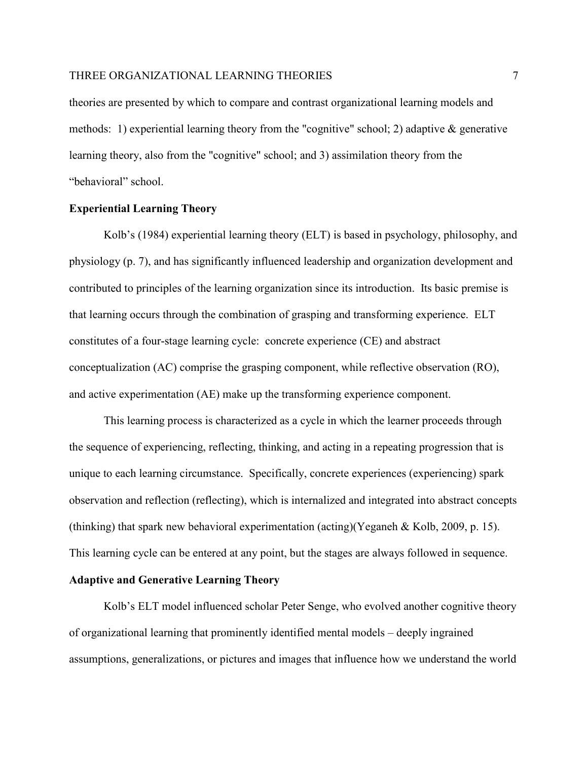theories are presented by which to compare and contrast organizational learning models and methods: 1) experiential learning theory from the "cognitive" school; 2) adaptive & generative learning theory, also from the "cognitive" school; and 3) assimilation theory from the “behavioral” school.

## Experiential Learning Theory

Kolb’s (1984) experiential learning theory (ELT) is based in psychology, philosophy, and physiology (p. 7), and has significantly influenced leadership and organization development and contributed to principles of the learning organization since its introduction. Its basic premise is that learning occurs through the combination of grasping and transforming experience. ELT constitutes of a four-stage learning cycle: concrete experience (CE) and abstract conceptualization (AC) comprise the grasping component, while reflective observation (RO), and active experimentation (AE) make up the transforming experience component.

This learning process is characterized as a cycle in which the learner proceeds through the sequence of experiencing, reflecting, thinking, and acting in a repeating progression that is unique to each learning circumstance. Specifically, concrete experiences (experiencing) spark observation and reflection (reflecting), which is internalized and integrated into abstract concepts (thinking) that spark new behavioral experimentation (acting)(Yeganeh & Kolb, 2009, p. 15). This learning cycle can be entered at any point, but the stages are always followed in sequence.

## Adaptive and Generative Learning Theory

Kolb’s ELT model influenced scholar Peter Senge, who evolved another cognitive theory of organizational learning that prominently identified mental models – deeply ingrained assumptions, generalizations, or pictures and images that influence how we understand the world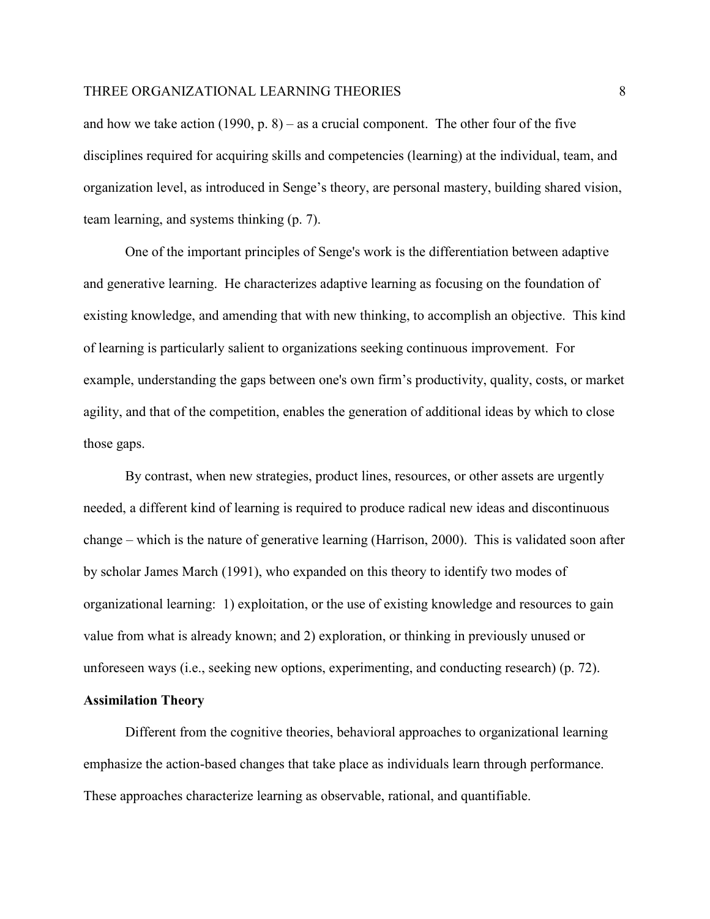and how we take action (1990, p. 8) – as a crucial component. The other four of the five disciplines required for acquiring skills and competencies (learning) at the individual, team, and organization level, as introduced in Senge's theory, are personal mastery, building shared vision, team learning, and systems thinking (p. 7).

One of the important principles of Senge's work is the differentiation between adaptive and generative learning. He characterizes adaptive learning as focusing on the foundation of existing knowledge, and amending that with new thinking, to accomplish an objective. This kind of learning is particularly salient to organizations seeking continuous improvement. For example, understanding the gaps between one's own firm's productivity, quality, costs, or market agility, and that of the competition, enables the generation of additional ideas by which to close those gaps.

By contrast, when new strategies, product lines, resources, or other assets are urgently needed, a different kind of learning is required to produce radical new ideas and discontinuous change – which is the nature of generative learning (Harrison, 2000). This is validated soon after by scholar James March (1991), who expanded on this theory to identify two modes of organizational learning: 1) exploitation, or the use of existing knowledge and resources to gain value from what is already known; and 2) exploration, or thinking in previously unused or unforeseen ways (i.e., seeking new options, experimenting, and conducting research) (p. 72).

## Assimilation Theory

Different from the cognitive theories, behavioral approaches to organizational learning emphasize the action-based changes that take place as individuals learn through performance. These approaches characterize learning as observable, rational, and quantifiable.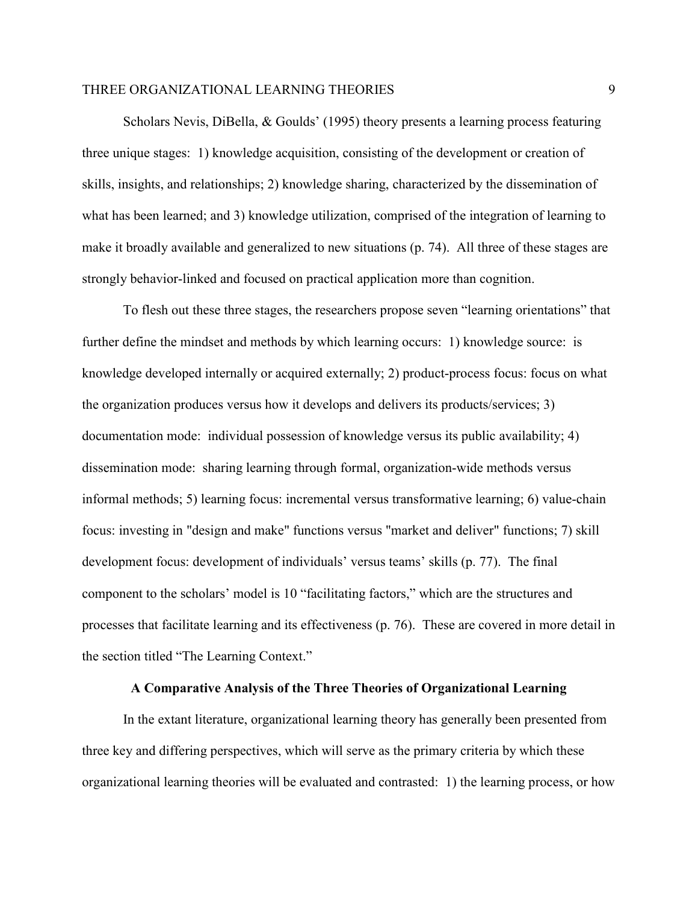Scholars Nevis, DiBella, & Goulds' (1995) theory presents a learning process featuring three unique stages: 1) knowledge acquisition, consisting of the development or creation of skills, insights, and relationships; 2) knowledge sharing, characterized by the dissemination of what has been learned; and 3) knowledge utilization, comprised of the integration of learning to make it broadly available and generalized to new situations (p. 74). All three of these stages are strongly behavior-linked and focused on practical application more than cognition.

To flesh out these three stages, the researchers propose seven "learning orientations" that further define the mindset and methods by which learning occurs: 1) knowledge source: is knowledge developed internally or acquired externally; 2) product-process focus: focus on what the organization produces versus how it develops and delivers its products/services; 3) documentation mode: individual possession of knowledge versus its public availability; 4) dissemination mode: sharing learning through formal, organization-wide methods versus informal methods; 5) learning focus: incremental versus transformative learning; 6) value-chain focus: investing in "design and make" functions versus "market and deliver" functions; 7) skill development focus: development of individuals' versus teams' skills (p. 77). The final component to the scholars' model is 10 "facilitating factors," which are the structures and processes that facilitate learning and its effectiveness (p. 76). These are covered in more detail in the section titled "The Learning Context."

## A Comparative Analysis of the Three Theories of Organizational Learning

In the extant literature, organizational learning theory has generally been presented from three key and differing perspectives, which will serve as the primary criteria by which these organizational learning theories will be evaluated and contrasted: 1) the learning process, or how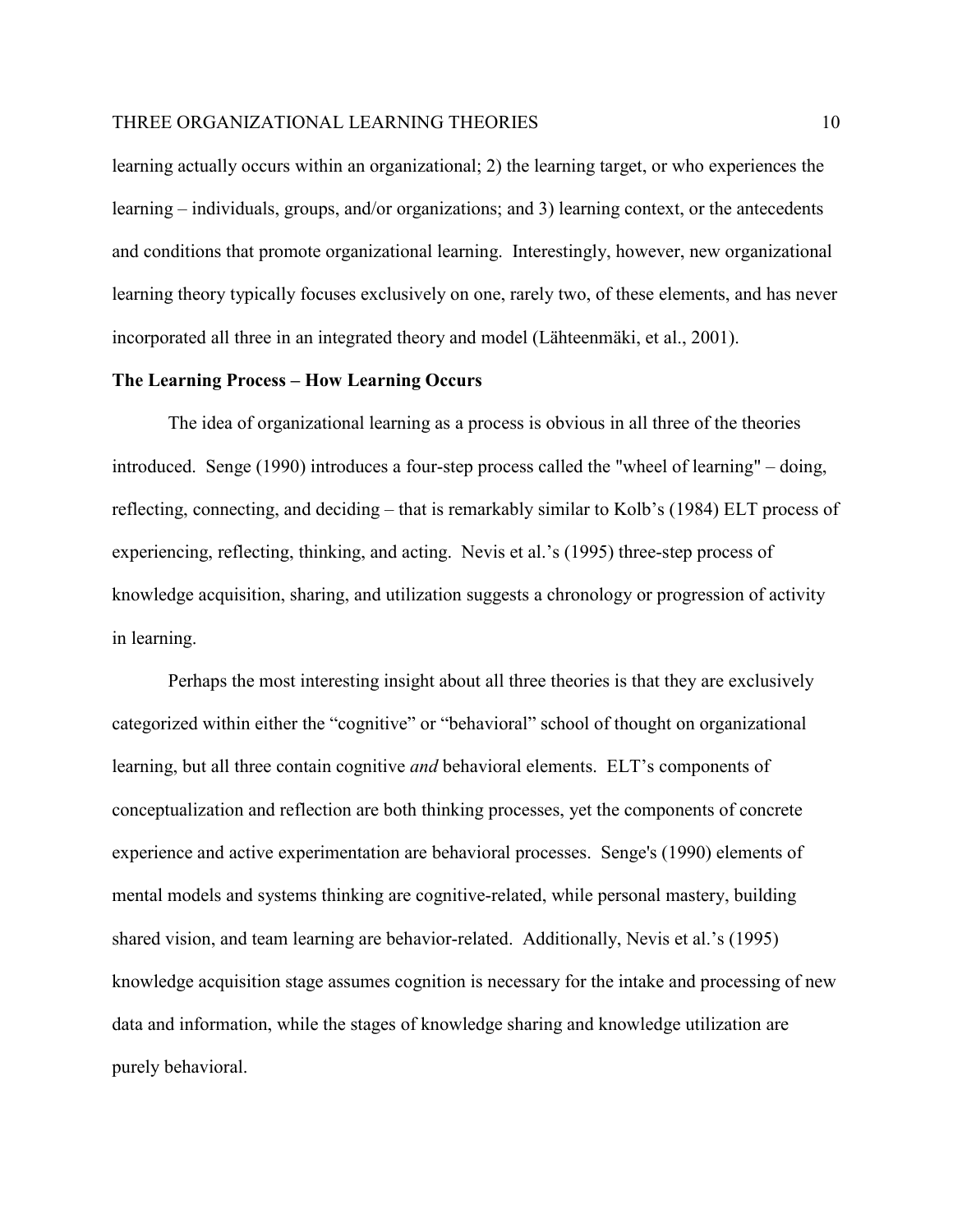learning actually occurs within an organizational; 2) the learning target, or who experiences the learning – individuals, groups, and/or organizations; and 3) learning context, or the antecedents and conditions that promote organizational learning. Interestingly, however, new organizational learning theory typically focuses exclusively on one, rarely two, of these elements, and has never incorporated all three in an integrated theory and model (Lähteenmäki, et al., 2001).

**The Learning Process – How Learning Occurs**

The idea of organizational learning as a process is obvious in all three of the theories introduced. Senge (1990) introduces a four-step process called the "wheel of learning" – doing, reflecting, connecting, and deciding – that is remarkably similar to Kolb's (1984) ELT process of experiencing, reflecting, thinking, and acting. Nevis et al.'s (1995) three-step process of knowledge acquisition, sharing, and utilization suggests a chronology or progression of activity in learning.

Perhaps the most interesting insight about all three theories is that they are exclusively categorized within either the "cognitive" or "behavioral" school of thought on organizational learning, but all three contain cognitive *and* behavioral elements. ELT's components of conceptualization and reflection are both thinking processes, yet the components of concrete experience and active experimentation are behavioral processes. Senge's (1990) elements of mental models and systems thinking are cognitive-related, while personal mastery, building shared vision, and team learning are behavior-related. Additionally, Nevis et al.'s (1995) knowledge acquisition stage assumes cognition is necessary for the intake and processing of new data and information, while the stages of knowledge sharing and knowledge utilization are purely behavioral.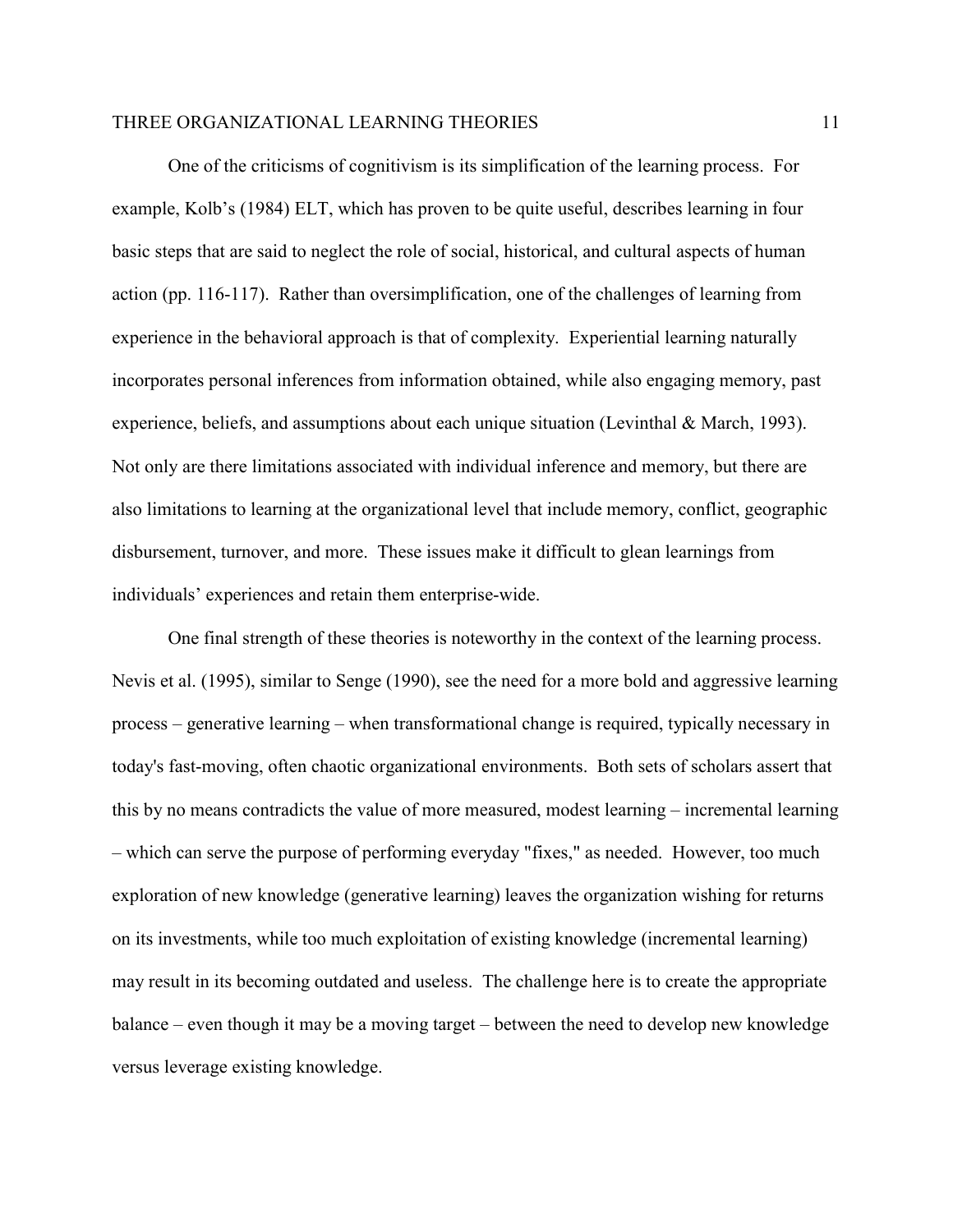One of the criticisms of cognitivism is its simplification of the learning process. For example, Kolb's (1984) ELT, which has proven to be quite useful, describes learning in four basic steps that are said to neglect the role of social, historical, and cultural aspects of human action (pp. 116-117). Rather than oversimplification, one of the challenges of learning from experience in the behavioral approach is that of complexity. Experiential learning naturally incorporates personal inferences from information obtained, while also engaging memory, past experience, beliefs, and assumptions about each unique situation (Levinthal & March, 1993). Not only are there limitations associated with individual inference and memory, but there are also limitations to learning at the organizational level that include memory, conflict, geographic disbursement, turnover, and more. These issues make it difficult to glean learnings from individuals' experiences and retain them enterprise-wide.

One final strength of these theories is noteworthy in the context of the learning process. Nevis et al. (1995), similar to Senge (1990), see the need for a more bold and aggressive learning process – generative learning – when transformational change is required, typically necessary in today's fast-moving, often chaotic organizational environments. Both sets of scholars assert that this by no means contradicts the value of more measured, modest learning – incremental learning – which can serve the purpose of performing everyday "fixes," as needed. However, too much exploration of new knowledge (generative learning) leaves the organization wishing for returns on its investments, while too much exploitation of existing knowledge (incremental learning) may result in its becoming outdated and useless. The challenge here is to create the appropriate balance – even though it may be a moving target – between the need to develop new knowledge versus leverage existing knowledge.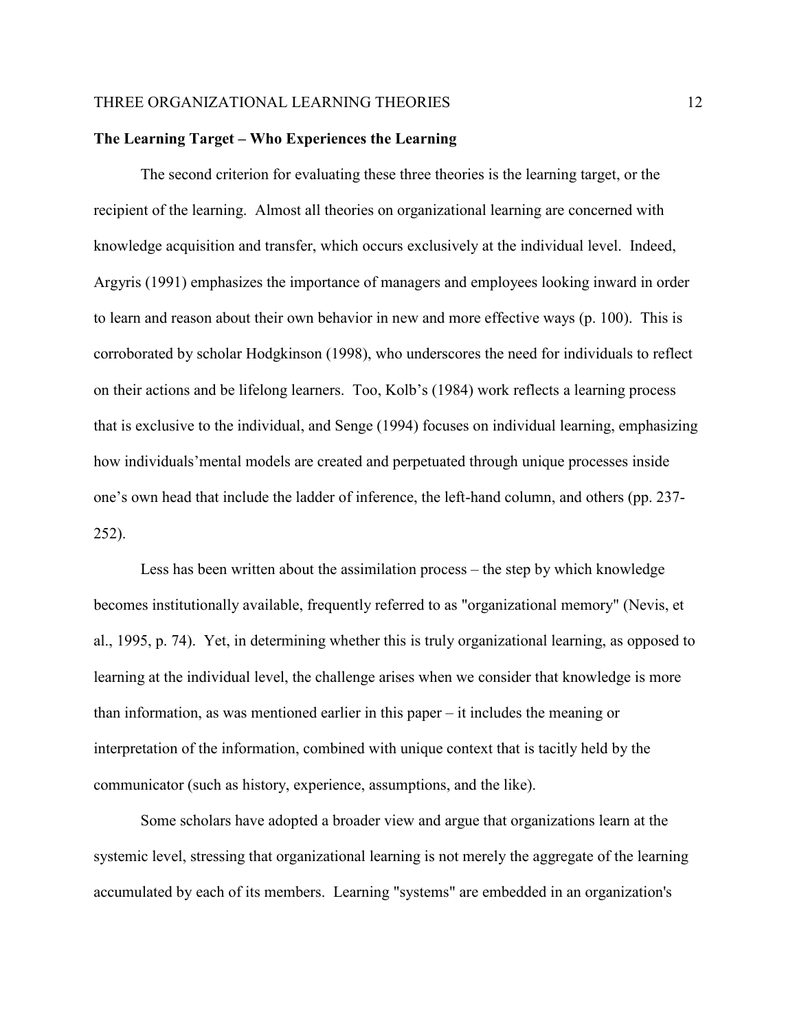**The Learning Target – Who Experiences the Learning**

The second criterion for evaluating these three theories is the learning target, or the recipient of the learning. Almost all theories on organizational learning are concerned with knowledge acquisition and transfer, which occurs exclusively at the individual level. Indeed, Argyris (1991) emphasizes the importance of managers and employees looking inward in order to learn and reason about their own behavior in new and more effective ways (p. 100). This is corroborated by scholar Hodgkinson (1998), who underscores the need for individuals to reflect on their actions and be lifelong learners. Too, Kolb's (1984) work reflects a learning process that is exclusive to the individual, and Senge (1994) focuses on individual learning, emphasizing how individuals'mental models are created and perpetuated through unique processes inside one's own head that include the ladder of inference, the left-hand column, and others (pp. 237-252).

Less has been written about the assimilation process – the step by which knowledge becomes institutionally available, frequently referred to as "organizational memory" (Nevis, et al., 1995, p. 74). Yet, in determining whether this is truly organizational learning, as opposed to learning at the individual level, the challenge arises when we consider that knowledge is more than information, as was mentioned earlier in this paper – it includes the meaning or interpretation of the information, combined with unique context that is tacitly held by the communicator (such as history, experience, assumptions, and the like).

Some scholars have adopted a broader view and argue that organizations learn at the systemic level, stressing that organizational learning is not merely the aggregate of the learning accumulated by each of its members. Learning "systems" are embedded in an organization's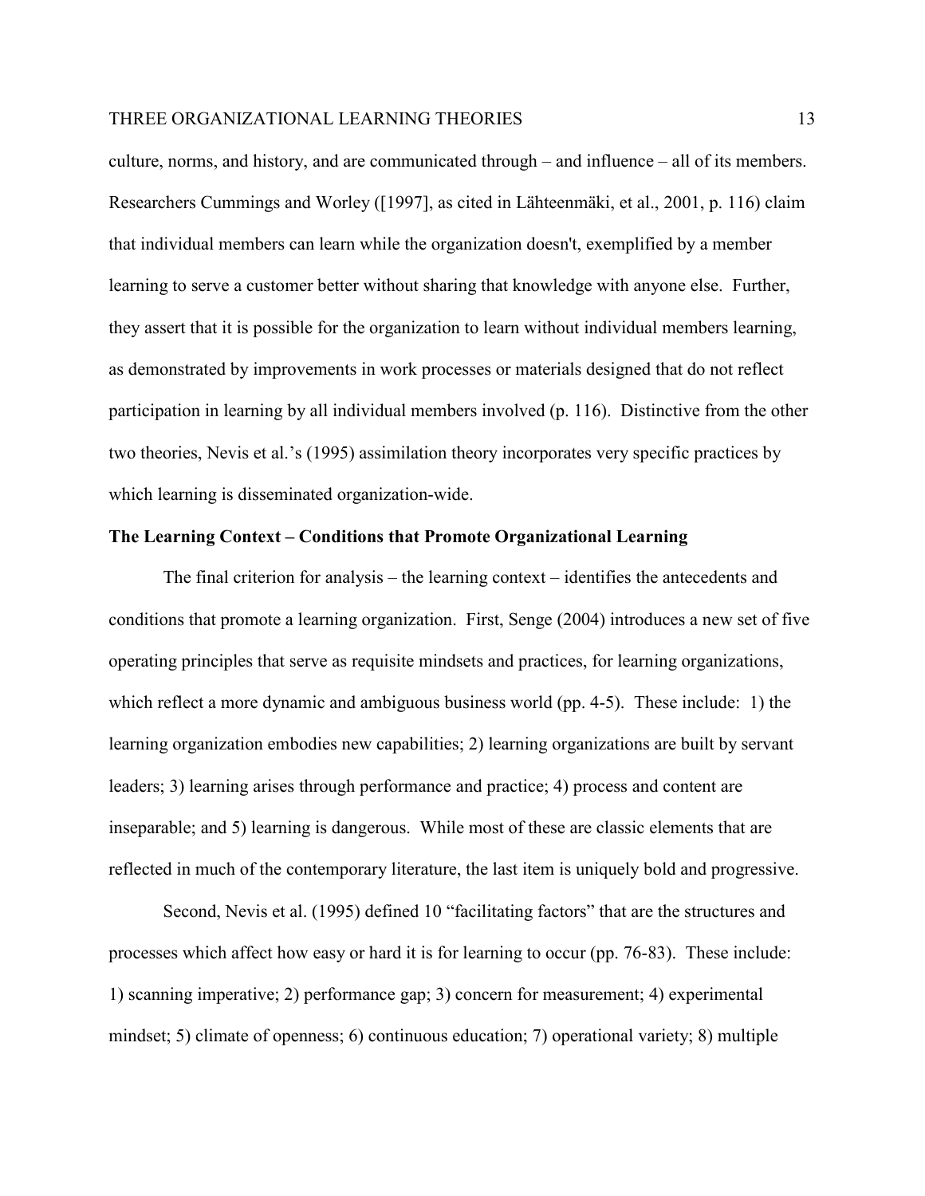culture, norms, and history, and are communicated through – and influence – all of its members. Researchers Cummings and Worley ([1997], as cited in Lähteenmäki, et al., 2001, p. 116) claim that individual members can learn while the organization doesn't, exemplified by a member learning to serve a customer better without sharing that knowledge with anyone else. Further, they assert that it is possible for the organization to learn without individual members learning, as demonstrated by improvements in work processes or materials designed that do not reflect participation in learning by all individual members involved (p. 116). Distinctive from the other two theories, Nevis et al.'s (1995) assimilation theory incorporates very specific practices by which learning is disseminated organization-wide.

**The Learning Context – Conditions that Promote Organizational Learning**

The final criterion for analysis – the learning context – identifies the antecedents and conditions that promote a learning organization. First, Senge (2004) introduces a new set of five operating principles that serve as requisite mindsets and practices, for learning organizations, which reflect a more dynamic and ambiguous business world (pp. 4-5). These include: 1) the learning organization embodies new capabilities; 2) learning organizations are built by servant leaders; 3) learning arises through performance and practice; 4) process and content are inseparable; and 5) learning is dangerous. While most of these are classic elements that are reflected in much of the contemporary literature, the last item is uniquely bold and progressive.

Second, Nevis et al. (1995) defined 10 "facilitating factors" that are the structures and processes which affect how easy or hard it is for learning to occur (pp. 76-83). These include: 1) scanning imperative; 2) performance gap; 3) concern for measurement; 4) experimental mindset; 5) climate of openness; 6) continuous education; 7) operational variety; 8) multiple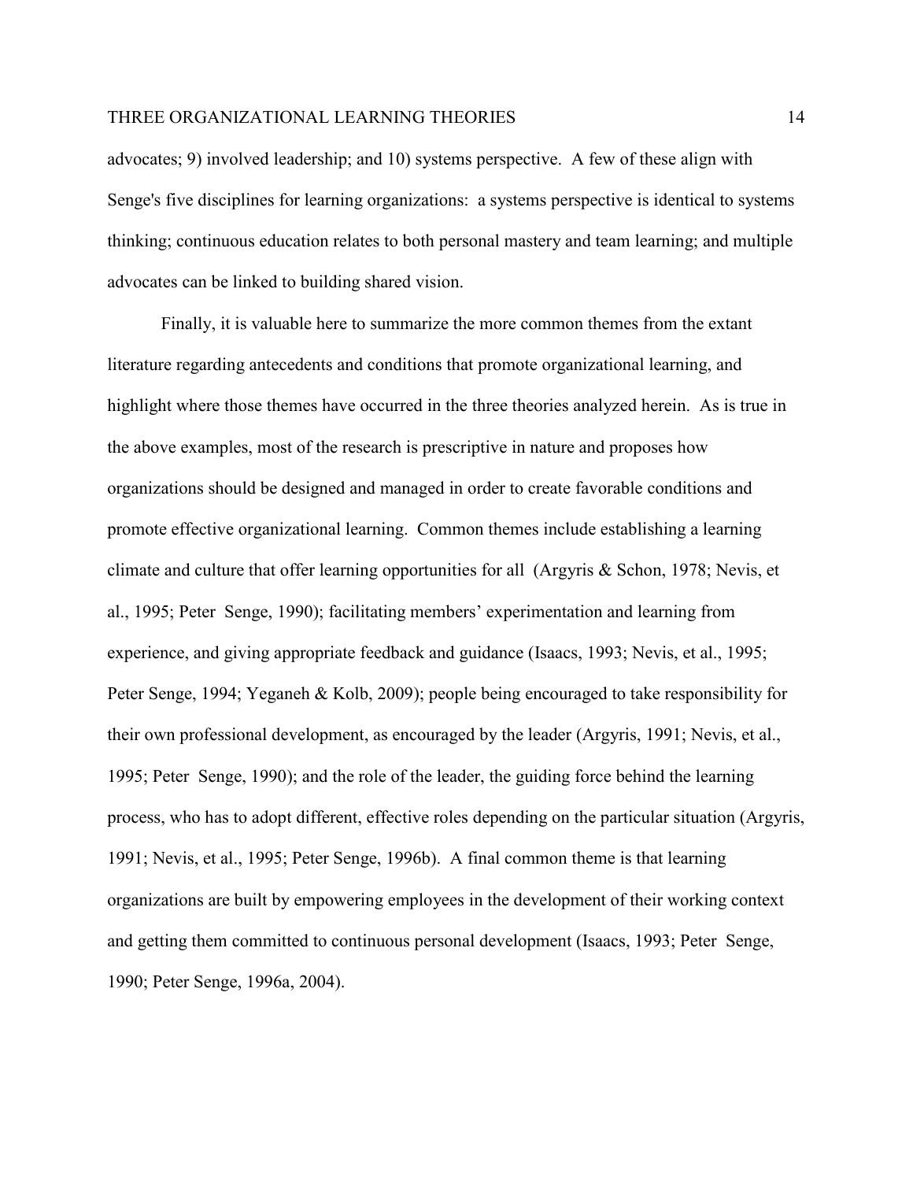advocates; 9) involved leadership; and 10) systems perspective. A few of these align with Senge's five disciplines for learning organizations: a systems perspective is identical to systems thinking; continuous education relates to both personal mastery and team learning; and multiple advocates can be linked to building shared vision.

Finally, it is valuable here to summarize the more common themes from the extant literature regarding antecedents and conditions that promote organizational learning, and highlight where those themes have occurred in the three theories analyzed herein. As is true in the above examples, most of the research is prescriptive in nature and proposes how organizations should be designed and managed in order to create favorable conditions and promote effective organizational learning. Common themes include establishing a learning climate and culture that offer learning opportunities for all (Argyris & Schon, 1978; Nevis, et al., 1995; Peter Senge, 1990); facilitating members' experimentation and learning from experience, and giving appropriate feedback and guidance (Isaacs, 1993; Nevis, et al., 1995; Peter Senge, 1994; Yeganeh & Kolb, 2009); people being encouraged to take responsibility for their own professional development, as encouraged by the leader (Argyris, 1991; Nevis, et al., 1995; Peter Senge, 1990); and the role of the leader, the guiding force behind the learning process, who has to adopt different, effective roles depending on the particular situation (Argyris, 1991; Nevis, et al., 1995; Peter Senge, 1996b). A final common theme is that learning organizations are built by empowering employees in the development of their working context and getting them committed to continuous personal development (Isaacs, 1993; Peter Senge, 1990; Peter Senge, 1996a, 2004).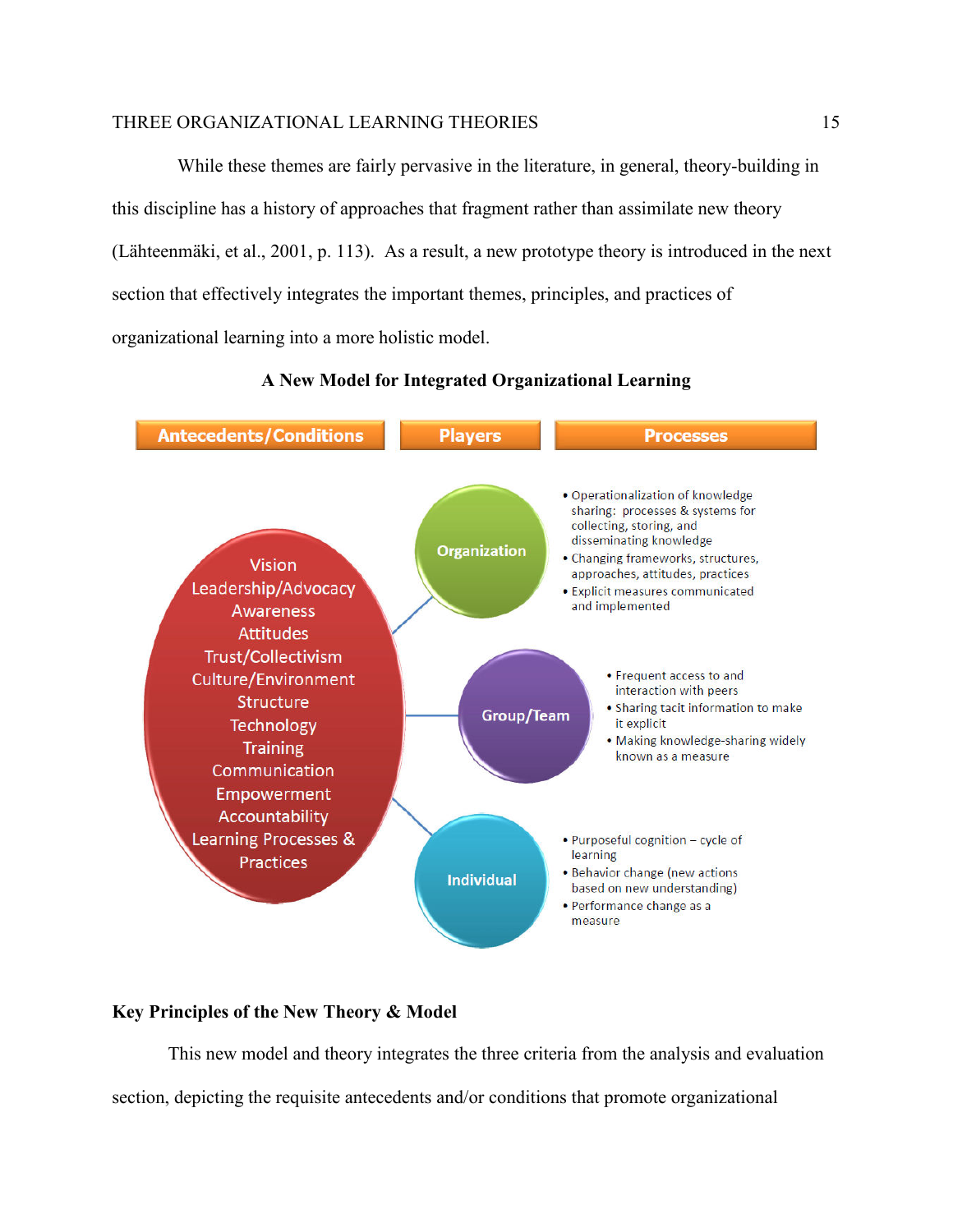While these themes are fairly pervasive in the literature, in general, theory-building in this discipline has a history of approaches that fragment rather than assimilate new theory (Lähteenmäki, et al., 2001, p. 113). As a result, a new prototype theory is introduced in the next section that effectively integrates the important themes, principles, and practices of organizational learning into a more holistic model.

**A New Model for Integrated Organizational Learning**

**Antecedents/Conditions** | **Players** | **Processes**

Antecedents/Conditions:
Vision
Leadership/Advocacy
Awareness
Attitudes
Trust/Collectivism
Culture/Environment
Structure
Technology
Training
Communication
Empowerment
Accountability
Learning Processes & Practices

**Organization**
- Operationalization of knowledge sharing: processes & systems for collecting, storing, and disseminating knowledge
- Changing frameworks, structures, approaches, attitudes, practices
- Explicit measures communicated and implemented

**Group/Team**
- Frequent access to and interaction with peers
- Sharing tacit information to make it explicit
- Making knowledge-sharing widely known as a measure

**Individual**
- Purposeful cognition – cycle of learning
- Behavior change (new actions based on new understanding)
- Performance change as a measure

### Key Principles of the New Theory & Model

This new model and theory integrates the three criteria from the analysis and evaluation section, depicting the requisite antecedents and/or conditions that promote organizational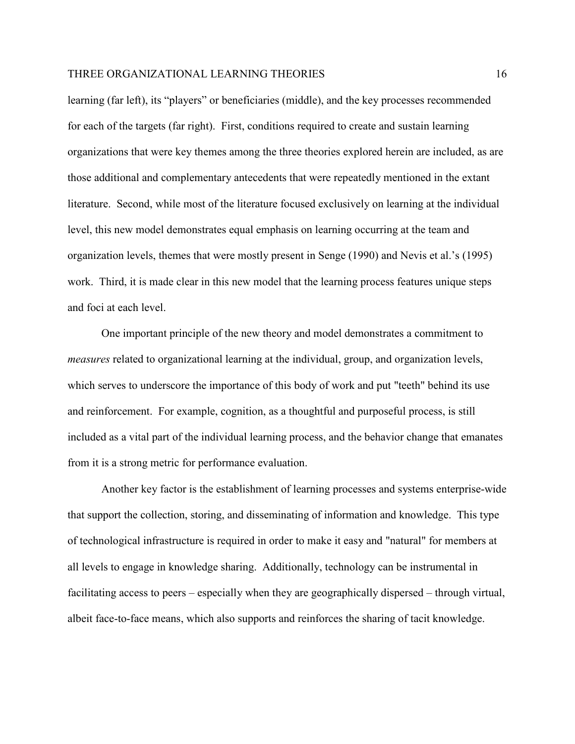learning (far left), its "players" or beneficiaries (middle), and the key processes recommended for each of the targets (far right). First, conditions required to create and sustain learning organizations that were key themes among the three theories explored herein are included, as are those additional and complementary antecedents that were repeatedly mentioned in the extant literature. Second, while most of the literature focused exclusively on learning at the individual level, this new model demonstrates equal emphasis on learning occurring at the team and organization levels, themes that were mostly present in Senge (1990) and Nevis et al.'s (1995) work. Third, it is made clear in this new model that the learning process features unique steps and foci at each level.

One important principle of the new theory and model demonstrates a commitment to *measures* related to organizational learning at the individual, group, and organization levels, which serves to underscore the importance of this body of work and put "teeth" behind its use and reinforcement. For example, cognition, as a thoughtful and purposeful process, is still included as a vital part of the individual learning process, and the behavior change that emanates from it is a strong metric for performance evaluation.

Another key factor is the establishment of learning processes and systems enterprise-wide that support the collection, storing, and disseminating of information and knowledge. This type of technological infrastructure is required in order to make it easy and "natural" for members at all levels to engage in knowledge sharing. Additionally, technology can be instrumental in facilitating access to peers – especially when they are geographically dispersed – through virtual, albeit face-to-face means, which also supports and reinforces the sharing of tacit knowledge.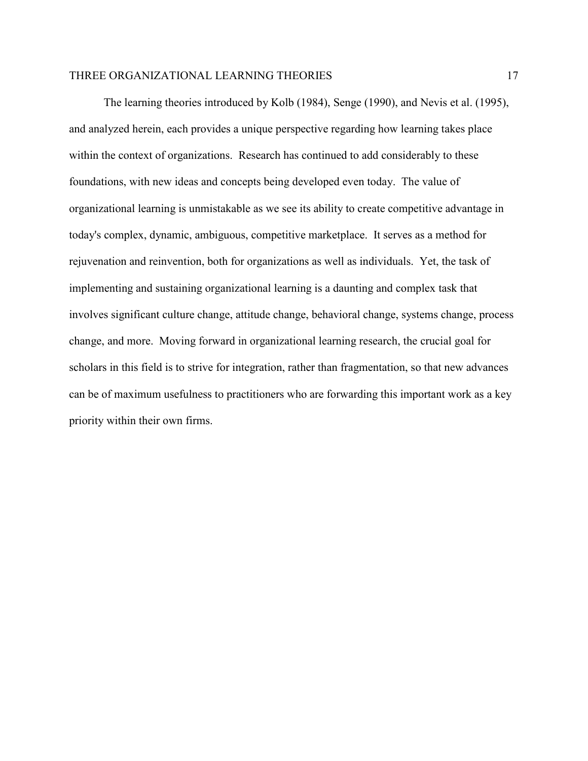The learning theories introduced by Kolb (1984), Senge (1990), and Nevis et al. (1995), and analyzed herein, each provides a unique perspective regarding how learning takes place within the context of organizations. Research has continued to add considerably to these foundations, with new ideas and concepts being developed even today. The value of organizational learning is unmistakable as we see its ability to create competitive advantage in today's complex, dynamic, ambiguous, competitive marketplace. It serves as a method for rejuvenation and reinvention, both for organizations as well as individuals. Yet, the task of implementing and sustaining organizational learning is a daunting and complex task that involves significant culture change, attitude change, behavioral change, systems change, process change, and more. Moving forward in organizational learning research, the crucial goal for scholars in this field is to strive for integration, rather than fragmentation, so that new advances can be of maximum usefulness to practitioners who are forwarding this important work as a key priority within their own firms.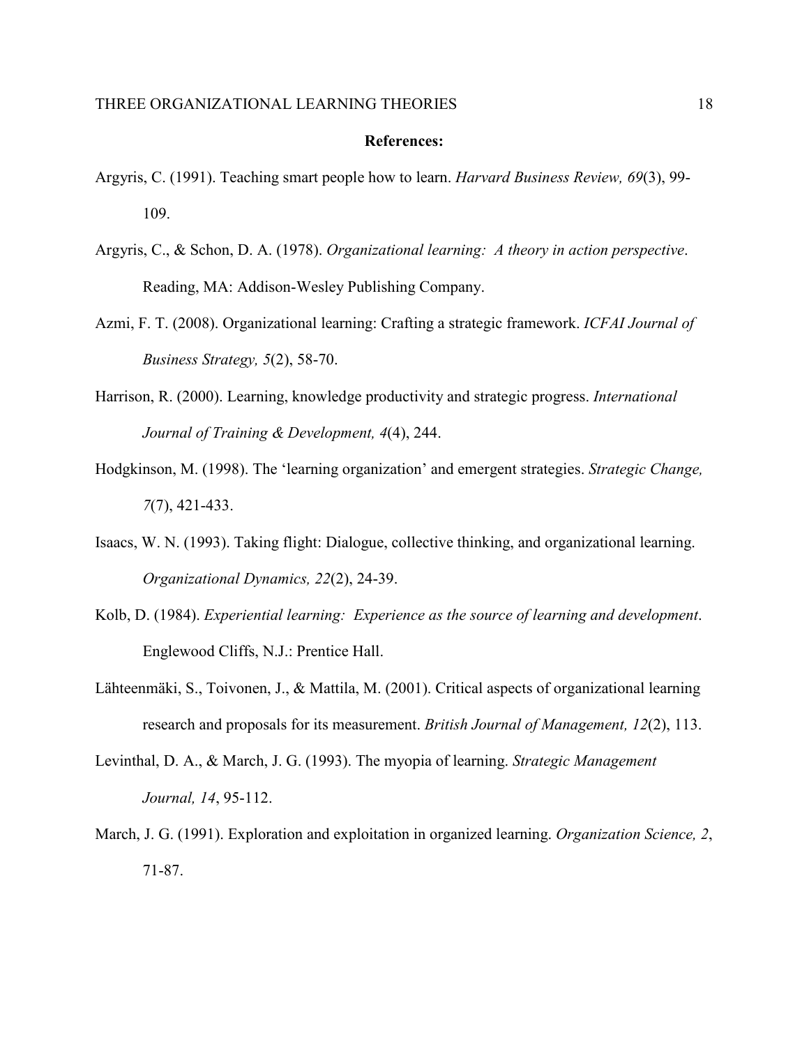**References:**

Argyris, C. (1991). Teaching smart people how to learn. *Harvard Business Review, 69*(3), 99-109.

Argyris, C., & Schon, D. A. (1978). *Organizational learning:  A theory in action perspective*. Reading, MA: Addison-Wesley Publishing Company.

Azmi, F. T. (2008). Organizational learning: Crafting a strategic framework. *ICFAI Journal of Business Strategy, 5*(2), 58-70.

Harrison, R. (2000). Learning, knowledge productivity and strategic progress. *International Journal of Training & Development, 4*(4), 244.

Hodgkinson, M. (1998). The 'learning organization' and emergent strategies. *Strategic Change, 7*(7), 421-433.

Isaacs, W. N. (1993). Taking flight: Dialogue, collective thinking, and organizational learning. *Organizational Dynamics, 22*(2), 24-39.

Kolb, D. (1984). *Experiential learning:  Experience as the source of learning and development*. Englewood Cliffs, N.J.: Prentice Hall.

Lähteenmäki, S., Toivonen, J., & Mattila, M. (2001). Critical aspects of organizational learning research and proposals for its measurement. *British Journal of Management, 12*(2), 113.

Levinthal, D. A., & March, J. G. (1993). The myopia of learning. *Strategic Management Journal, 14*, 95-112.

March, J. G. (1991). Exploration and exploitation in organized learning. *Organization Science, 2*, 71-87.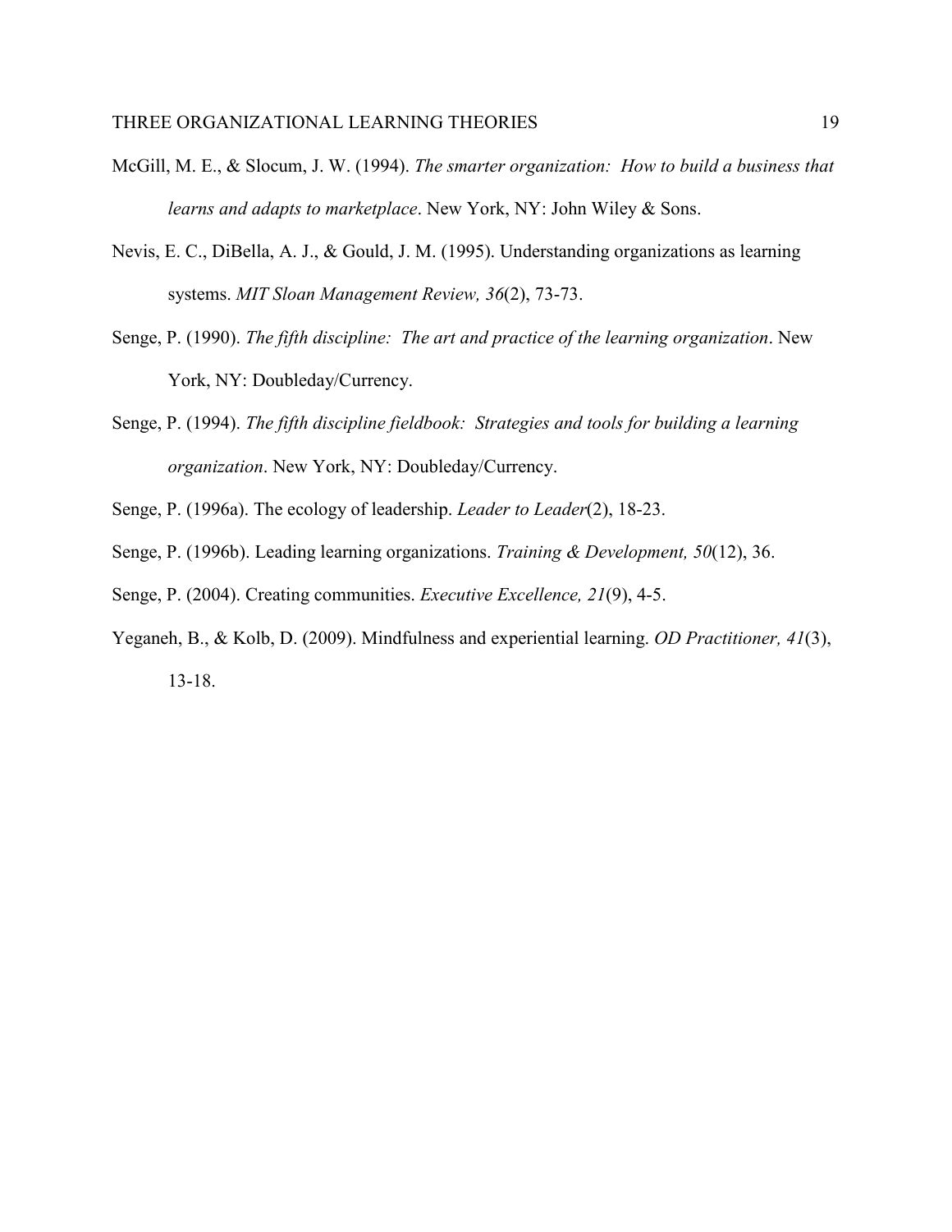McGill, M. E., & Slocum, J. W. (1994). *The smarter organization: How to build a business that learns and adapts to marketplace*. New York, NY: John Wiley & Sons.

Nevis, E. C., DiBella, A. J., & Gould, J. M. (1995). Understanding organizations as learning systems. *MIT Sloan Management Review, 36*(2), 73-73.

Senge, P. (1990). *The fifth discipline: The art and practice of the learning organization*. New York, NY: Doubleday/Currency.

Senge, P. (1994). *The fifth discipline fieldbook: Strategies and tools for building a learning organization*. New York, NY: Doubleday/Currency.

Senge, P. (1996a). The ecology of leadership. *Leader to Leader*(2), 18-23.

Senge, P. (1996b). Leading learning organizations. *Training & Development, 50*(12), 36.

Senge, P. (2004). Creating communities. *Executive Excellence, 21*(9), 4-5.

Yeganeh, B., & Kolb, D. (2009). Mindfulness and experiential learning. *OD Practitioner, 41*(3), 13-18.